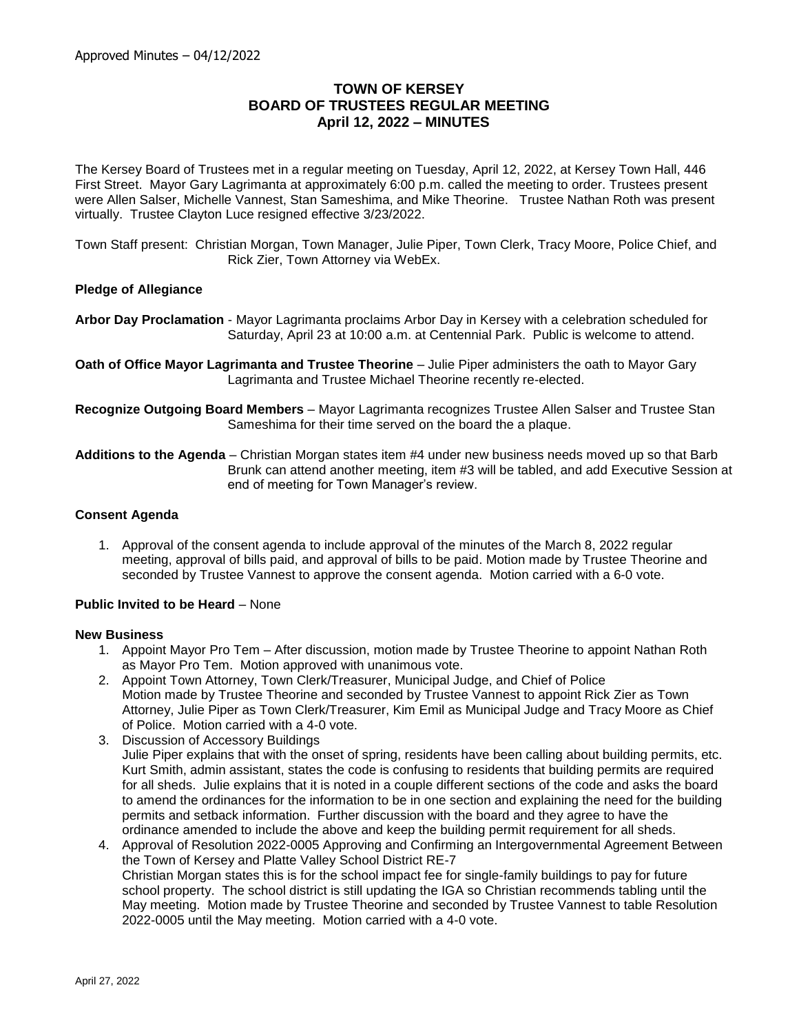# TOWN OF KERSEY
## BOARD OF TRUSTEES REGULAR MEETING
## April 12, 2022 – MINUTES

The Kersey Board of Trustees met in a regular meeting on Tuesday, April 12, 2022, at Kersey Town Hall, 446 First Street. Mayor Gary Lagrimanta at approximately 6:00 p.m. called the meeting to order. Trustees present were Allen Salser, Michelle Vannest, Stan Sameshima, and Mike Theorine. Trustee Nathan Roth was present virtually. Trustee Clayton Luce resigned effective 3/23/2022.

Town Staff present: Christian Morgan, Town Manager, Julie Piper, Town Clerk, Tracy Moore, Police Chief, and Rick Zier, Town Attorney via WebEx.

**Pledge of Allegiance**

**Arbor Day Proclamation** - Mayor Lagrimanta proclaims Arbor Day in Kersey with a celebration scheduled for Saturday, April 23 at 10:00 a.m. at Centennial Park. Public is welcome to attend.

**Oath of Office Mayor Lagrimanta and Trustee Theorine** – Julie Piper administers the oath to Mayor Gary Lagrimanta and Trustee Michael Theorine recently re-elected.

**Recognize Outgoing Board Members** – Mayor Lagrimanta recognizes Trustee Allen Salser and Trustee Stan Sameshima for their time served on the board the a plaque.

**Additions to the Agenda** – Christian Morgan states item #4 under new business needs moved up so that Barb Brunk can attend another meeting, item #3 will be tabled, and add Executive Session at end of meeting for Town Manager's review.

**Consent Agenda**

1. Approval of the consent agenda to include approval of the minutes of the March 8, 2022 regular meeting, approval of bills paid, and approval of bills to be paid. Motion made by Trustee Theorine and seconded by Trustee Vannest to approve the consent agenda. Motion carried with a 6-0 vote.

**Public Invited to be Heard** – None

**New Business**

1. Appoint Mayor Pro Tem – After discussion, motion made by Trustee Theorine to appoint Nathan Roth as Mayor Pro Tem. Motion approved with unanimous vote.
2. Appoint Town Attorney, Town Clerk/Treasurer, Municipal Judge, and Chief of Police
   Motion made by Trustee Theorine and seconded by Trustee Vannest to appoint Rick Zier as Town Attorney, Julie Piper as Town Clerk/Treasurer, Kim Emil as Municipal Judge and Tracy Moore as Chief of Police. Motion carried with a 4-0 vote.
3. Discussion of Accessory Buildings
   Julie Piper explains that with the onset of spring, residents have been calling about building permits, etc. Kurt Smith, admin assistant, states the code is confusing to residents that building permits are required for all sheds. Julie explains that it is noted in a couple different sections of the code and asks the board to amend the ordinances for the information to be in one section and explaining the need for the building permits and setback information. Further discussion with the board and they agree to have the ordinance amended to include the above and keep the building permit requirement for all sheds.
4. Approval of Resolution 2022-0005 Approving and Confirming an Intergovernmental Agreement Between the Town of Kersey and Platte Valley School District RE-7
   Christian Morgan states this is for the school impact fee for single-family buildings to pay for future school property. The school district is still updating the IGA so Christian recommends tabling until the May meeting. Motion made by Trustee Theorine and seconded by Trustee Vannest to table Resolution 2022-0005 until the May meeting. Motion carried with a 4-0 vote.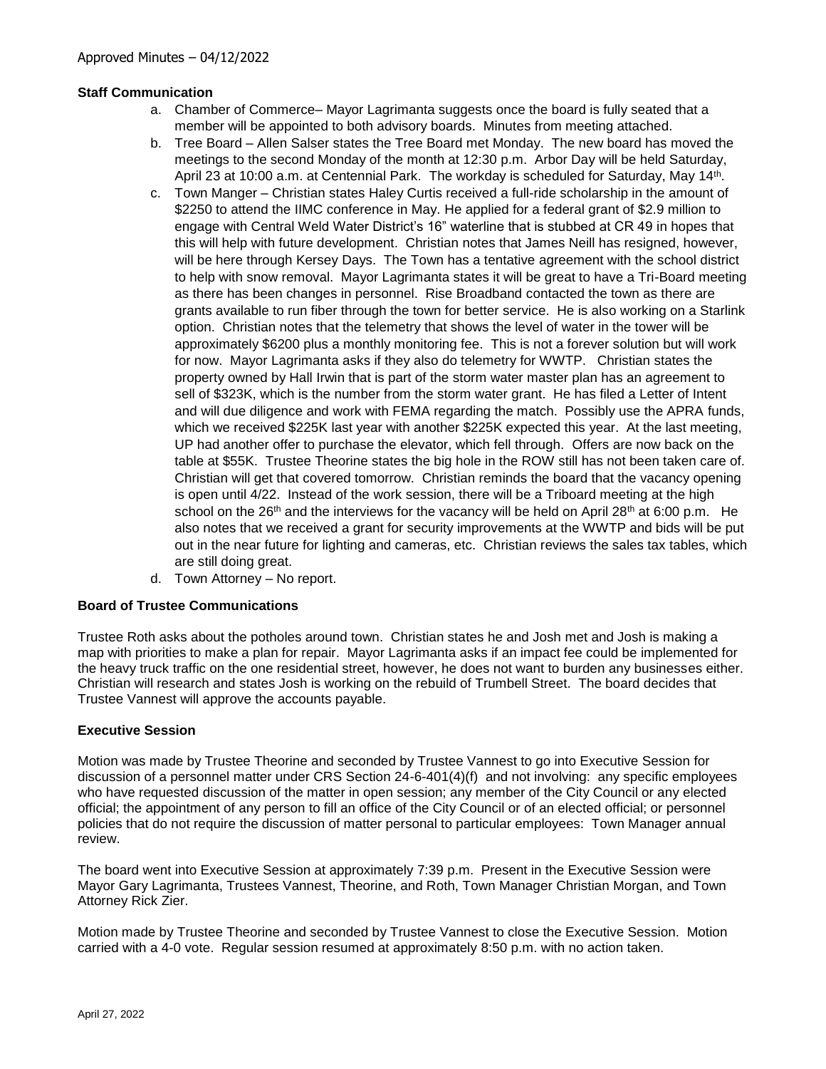**Staff Communication**

a. Chamber of Commerce– Mayor Lagrimanta suggests once the board is fully seated that a member will be appointed to both advisory boards. Minutes from meeting attached.

b. Tree Board – Allen Salser states the Tree Board met Monday. The new board has moved the meetings to the second Monday of the month at 12:30 p.m. Arbor Day will be held Saturday, April 23 at 10:00 a.m. at Centennial Park. The workday is scheduled for Saturday, May 14th.

c. Town Manger – Christian states Haley Curtis received a full-ride scholarship in the amount of $2250 to attend the IIMC conference in May. He applied for a federal grant of $2.9 million to engage with Central Weld Water District's 16" waterline that is stubbed at CR 49 in hopes that this will help with future development. Christian notes that James Neill has resigned, however, will be here through Kersey Days. The Town has a tentative agreement with the school district to help with snow removal. Mayor Lagrimanta states it will be great to have a Tri-Board meeting as there has been changes in personnel. Rise Broadband contacted the town as there are grants available to run fiber through the town for better service. He is also working on a Starlink option. Christian notes that the telemetry that shows the level of water in the tower will be approximately $6200 plus a monthly monitoring fee. This is not a forever solution but will work for now. Mayor Lagrimanta asks if they also do telemetry for WWTP. Christian states the property owned by Hall Irwin that is part of the storm water master plan has an agreement to sell of $323K, which is the number from the storm water grant. He has filed a Letter of Intent and will due diligence and work with FEMA regarding the match. Possibly use the APRA funds, which we received $225K last year with another $225K expected this year. At the last meeting, UP had another offer to purchase the elevator, which fell through. Offers are now back on the table at $55K. Trustee Theorine states the big hole in the ROW still has not been taken care of. Christian will get that covered tomorrow. Christian reminds the board that the vacancy opening is open until 4/22. Instead of the work session, there will be a Triboard meeting at the high school on the 26th and the interviews for the vacancy will be held on April 28th at 6:00 p.m. He also notes that we received a grant for security improvements at the WWTP and bids will be put out in the near future for lighting and cameras, etc. Christian reviews the sales tax tables, which are still doing great.

d. Town Attorney – No report.

**Board of Trustee Communications**

Trustee Roth asks about the potholes around town. Christian states he and Josh met and Josh is making a map with priorities to make a plan for repair. Mayor Lagrimanta asks if an impact fee could be implemented for the heavy truck traffic on the one residential street, however, he does not want to burden any businesses either. Christian will research and states Josh is working on the rebuild of Trumbell Street. The board decides that Trustee Vannest will approve the accounts payable.

**Executive Session**

Motion was made by Trustee Theorine and seconded by Trustee Vannest to go into Executive Session for discussion of a personnel matter under CRS Section 24-6-401(4)(f) and not involving: any specific employees who have requested discussion of the matter in open session; any member of the City Council or any elected official; the appointment of any person to fill an office of the City Council or of an elected official; or personnel policies that do not require the discussion of matter personal to particular employees: Town Manager annual review.

The board went into Executive Session at approximately 7:39 p.m. Present in the Executive Session were Mayor Gary Lagrimanta, Trustees Vannest, Theorine, and Roth, Town Manager Christian Morgan, and Town Attorney Rick Zier.

Motion made by Trustee Theorine and seconded by Trustee Vannest to close the Executive Session. Motion carried with a 4-0 vote. Regular session resumed at approximately 8:50 p.m. with no action taken.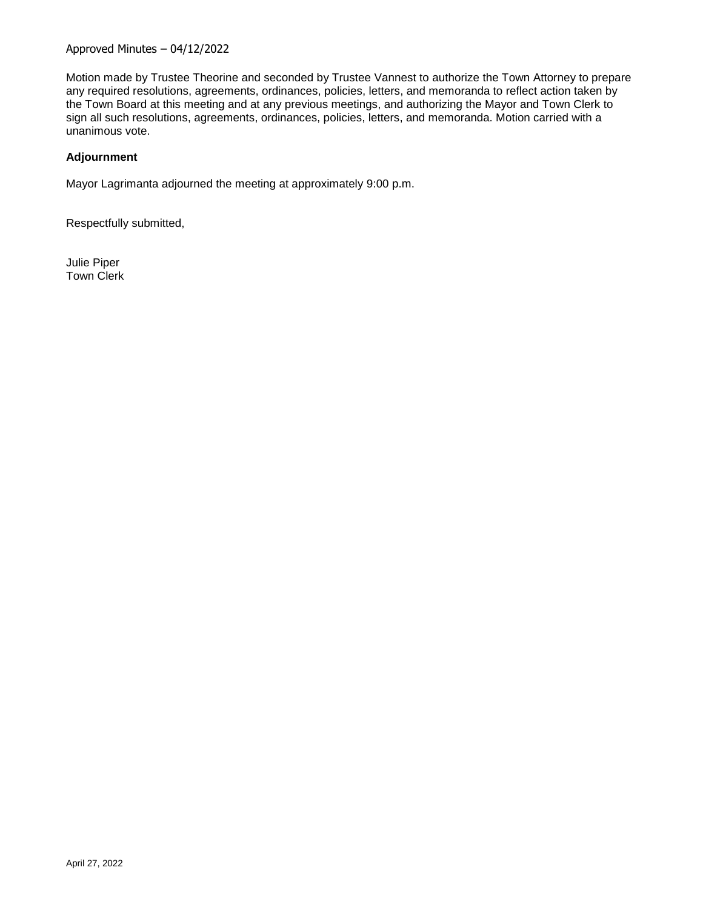Motion made by Trustee Theorine and seconded by Trustee Vannest to authorize the Town Attorney to prepare any required resolutions, agreements, ordinances, policies, letters, and memoranda to reflect action taken by the Town Board at this meeting and at any previous meetings, and authorizing the Mayor and Town Clerk to sign all such resolutions, agreements, ordinances, policies, letters, and memoranda. Motion carried with a unanimous vote.

**Adjournment**

Mayor Lagrimanta adjourned the meeting at approximately 9:00 p.m.

Respectfully submitted,

Julie Piper
Town Clerk